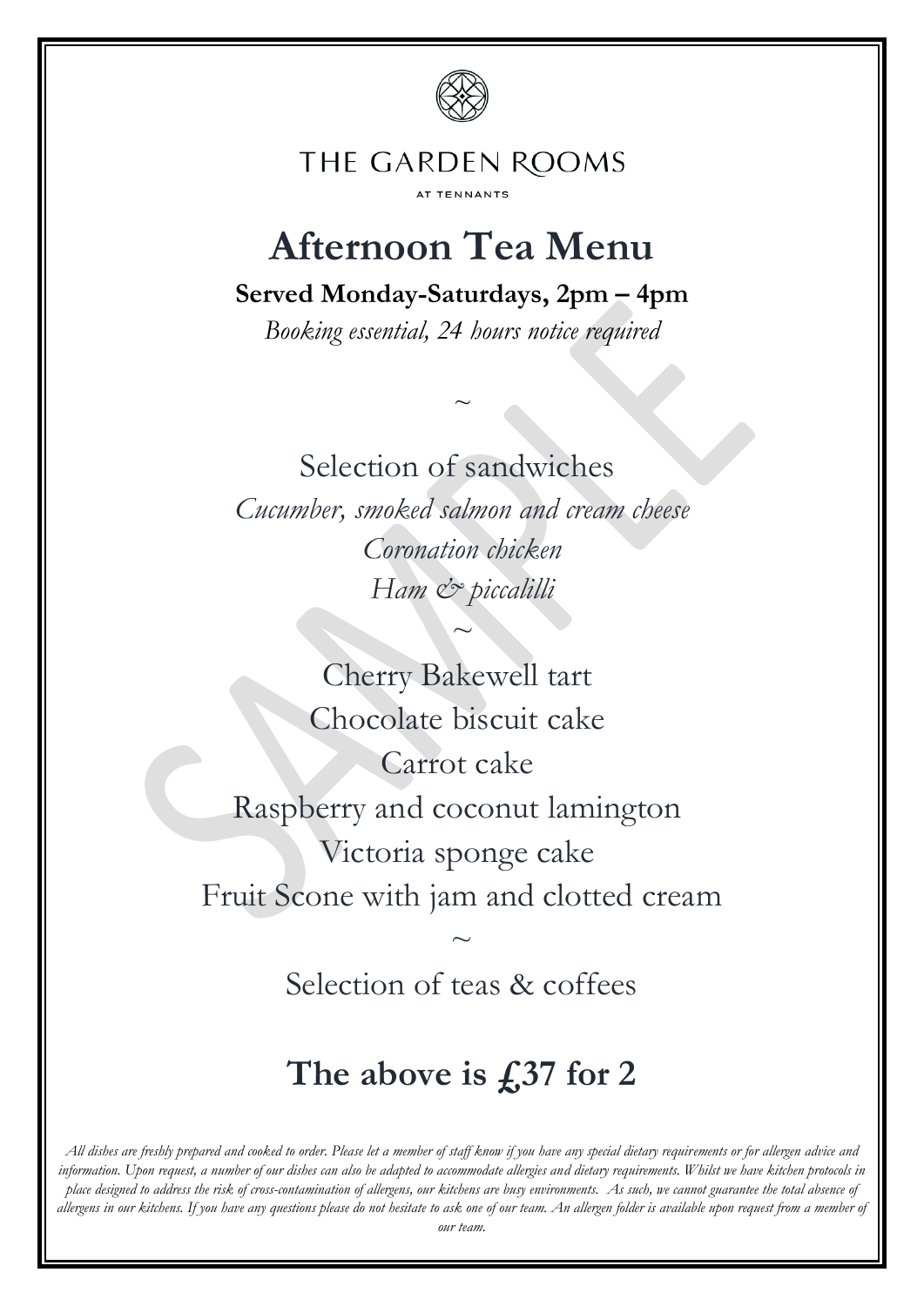THE GARDEN ROOMS

AT TENNANTS

# Afternoon Tea Menu

**Served Monday-Saturdays, 2pm – 4pm**

*Booking essential, 24 hours notice required*

~

Selection of sandwiches

*Cucumber, smoked salmon and cream cheese*

*Coronation chicken*

*Ham & piccalilli*

~

Cherry Bakewell tart

Chocolate biscuit cake

Carrot cake

Raspberry and coconut lamington

Victoria sponge cake

Fruit Scone with jam and clotted cream

~

Selection of teas & coffees

## The above is £37 for 2

*All dishes are freshly prepared and cooked to order. Please let a member of staff know if you have any special dietary requirements or for allergen advice and information. Upon request, a number of our dishes can also be adapted to accommodate allergies and dietary requirements. Whilst we have kitchen protocols in place designed to address the risk of cross-contamination of allergens, our kitchens are busy environments. As such, we cannot guarantee the total absence of allergens in our kitchens. If you have any questions please do not hesitate to ask one of our team. An allergen folder is available upon request from a member of our team.*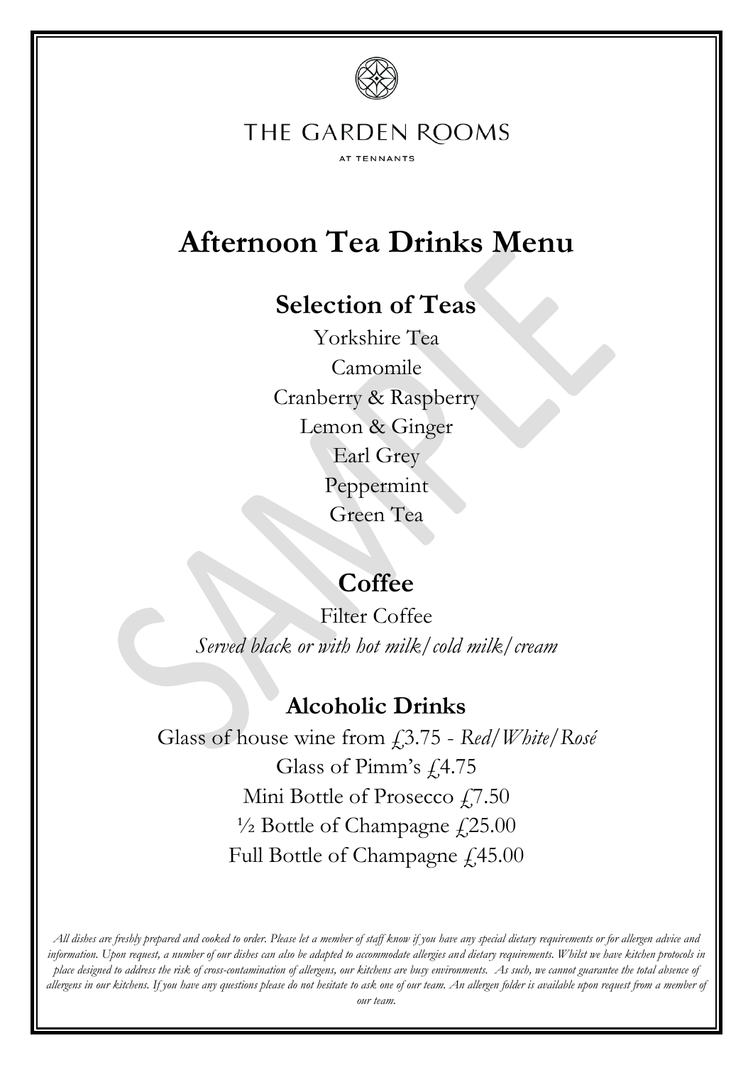THE GARDEN ROOMS

AT TENNANTS

# Afternoon Tea Drinks Menu

## Selection of Teas

Yorkshire Tea

Camomile

Cranberry & Raspberry

Lemon & Ginger

Earl Grey

Peppermint

Green Tea

## Coffee

Filter Coffee

*Served black or with hot milk/cold milk/cream*

## Alcoholic Drinks

Glass of house wine from £3.75 - *Red/White/Rosé*

Glass of Pimm's £4.75

Mini Bottle of Prosecco £7.50

½ Bottle of Champagne £25.00

Full Bottle of Champagne £45.00

*All dishes are freshly prepared and cooked to order. Please let a member of staff know if you have any special dietary requirements or for allergen advice and information. Upon request, a number of our dishes can also be adapted to accommodate allergies and dietary requirements. Whilst we have kitchen protocols in place designed to address the risk of cross-contamination of allergens, our kitchens are busy environments. As such, we cannot guarantee the total absence of allergens in our kitchens. If you have any questions please do not hesitate to ask one of our team. An allergen folder is available upon request from a member of our team.*